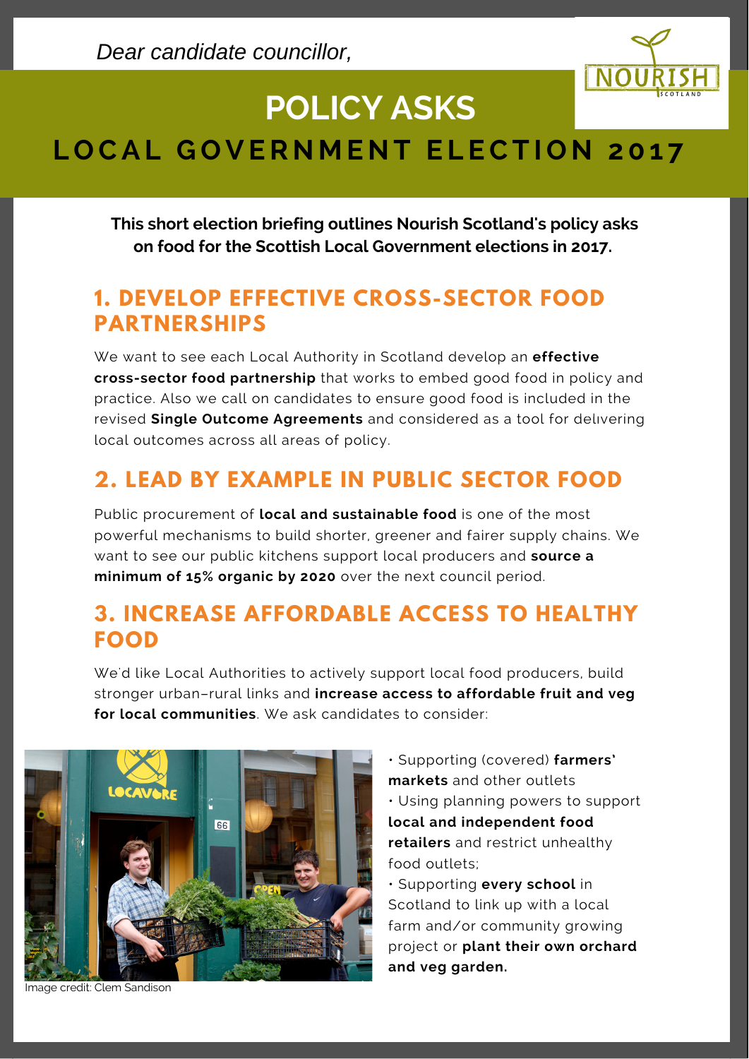*Dear candidate councillor,*

NOURISH SCOTLAND

# POLICY ASKS

## LOCAL GOVERNMENT ELECTION 2017

**This short election briefing outlines Nourish Scotland's policy asks on food for the Scottish Local Government elections in 2017.**

## 1. DEVELOP EFFECTIVE CROSS-SECTOR FOOD PARTNERSHIPS

We want to see each Local Authority in Scotland develop an **effective cross-sector food partnership** that works to embed good food in policy and practice. Also we call on candidates to ensure good food is included in the revised **Single Outcome Agreements** and considered as a tool for delivering local outcomes across all areas of policy.

## 2. LEAD BY EXAMPLE IN PUBLIC SECTOR FOOD

Public procurement of **local and sustainable food** is one of the most powerful mechanisms to build shorter, greener and fairer supply chains. We want to see our public kitchens support local producers and **source a minimum of 15% organic by 2020** over the next council period.

## 3. INCREASE AFFORDABLE ACCESS TO HEALTHY FOOD

We'd like Local Authorities to actively support local food producers, build stronger urban–rural links and **increase access to affordable fruit and veg for local communities**. We ask candidates to consider:

- Supporting (covered) **farmers' markets** and other outlets
- Using planning powers to support **local and independent food retailers** and restrict unhealthy food outlets;
- Supporting **every school** in Scotland to link up with a local farm and/or community growing project or **plant their own orchard and veg garden.**

Image credit: Clem Sandison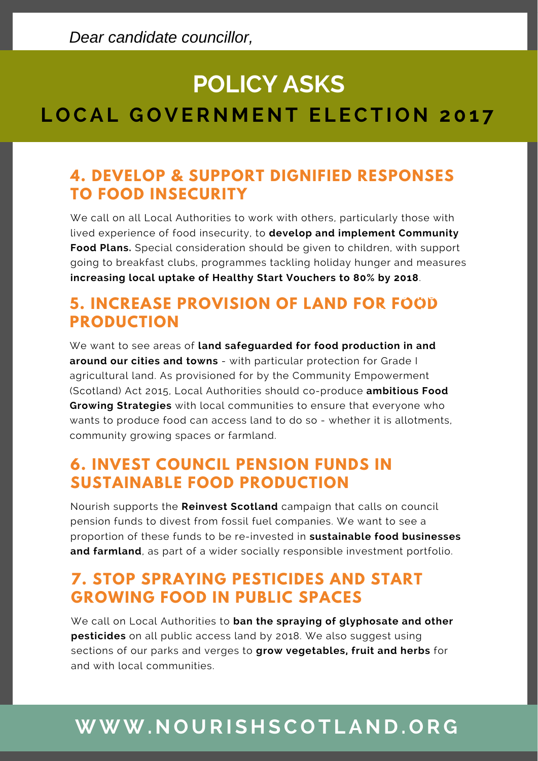*Dear candidate councillor,*

# POLICY ASKS

## LOCAL GOVERNMENT ELECTION 2017

### 4. DEVELOP & SUPPORT DIGNIFIED RESPONSES TO FOOD INSECURITY

We call on all Local Authorities to work with others, particularly those with lived experience of food insecurity, to **develop and implement Community Food Plans.** Special consideration should be given to children, with support going to breakfast clubs, programmes tackling holiday hunger and measures **increasing local uptake of Healthy Start Vouchers to 80% by 2018**.

### 5. INCREASE PROVISION OF LAND FOR FOOD PRODUCTION

We want to see areas of **land safeguarded for food production in and around our cities and towns** - with particular protection for Grade I agricultural land. As provisioned for by the Community Empowerment (Scotland) Act 2015, Local Authorities should co-produce **ambitious Food Growing Strategies** with local communities to ensure that everyone who wants to produce food can access land to do so - whether it is allotments, community growing spaces or farmland.

### 6. INVEST COUNCIL PENSION FUNDS IN SUSTAINABLE FOOD PRODUCTION

Nourish supports the **Reinvest Scotland** campaign that calls on council pension funds to divest from fossil fuel companies. We want to see a proportion of these funds to be re-invested in **sustainable food businesses and farmland**, as part of a wider socially responsible investment portfolio.

### 7. STOP SPRAYING PESTICIDES AND START GROWING FOOD IN PUBLIC SPACES

We call on Local Authorities to **ban the spraying of glyphosate and other pesticides** on all public access land by 2018. We also suggest using sections of our parks and verges to **grow vegetables, fruit and herbs** for and with local communities.

WWW.NOURISHSCOTLAND.ORG